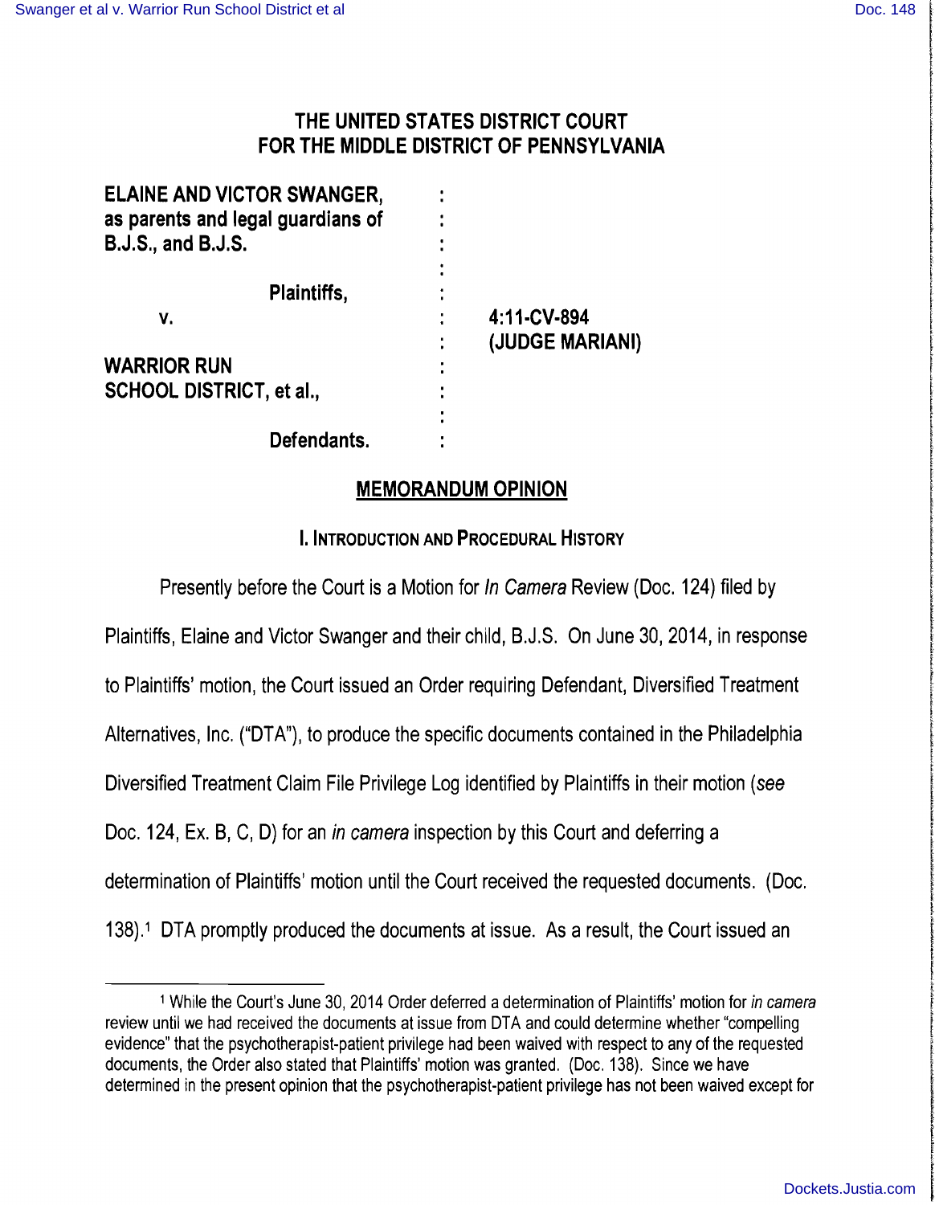# THE UNITED STATES DISTRICT COURT FOR THE MIDDLE DISTRICT OF PENNSYLVANIA

| | | |
|---|---|---|
| **ELAINE AND VICTOR SWANGER, as parents and legal guardians of B.J.S., and B.J.S.** | : | |
| **Plaintiffs,** | : | |
| **v.** | : | **4:11-CV-894** |
| | : | **(JUDGE MARIANI)** |
| **WARRIOR RUN SCHOOL DISTRICT, et al.,** | : | |
| **Defendants.** | : | |

## MEMORANDUM OPINION

### I. INTRODUCTION AND PROCEDURAL HISTORY

Presently before the Court is a Motion for *In Camera* Review (Doc. 124) filed by Plaintiffs, Elaine and Victor Swanger and their child, B.J.S. On June 30, 2014, in response to Plaintiffs' motion, the Court issued an Order requiring Defendant, Diversified Treatment Alternatives, Inc. ("DTA"), to produce the specific documents contained in the Philadelphia Diversified Treatment Claim File Privilege Log identified by Plaintiffs in their motion (*see* Doc. 124, Ex. B, C, D) for an *in camera* inspection by this Court and deferring a determination of Plaintiffs' motion until the Court received the requested documents. (Doc. 138).[1] DTA promptly produced the documents at issue. As a result, the Court issued an

[1] While the Court's June 30, 2014 Order deferred a determination of Plaintiffs' motion for *in camera* review until we had received the documents at issue from DTA and could determine whether "compelling evidence" that the psychotherapist-patient privilege had been waived with respect to any of the requested documents, the Order also stated that Plaintiffs' motion was granted. (Doc. 138). Since we have determined in the present opinion that the psychotherapist-patient privilege has not been waived except for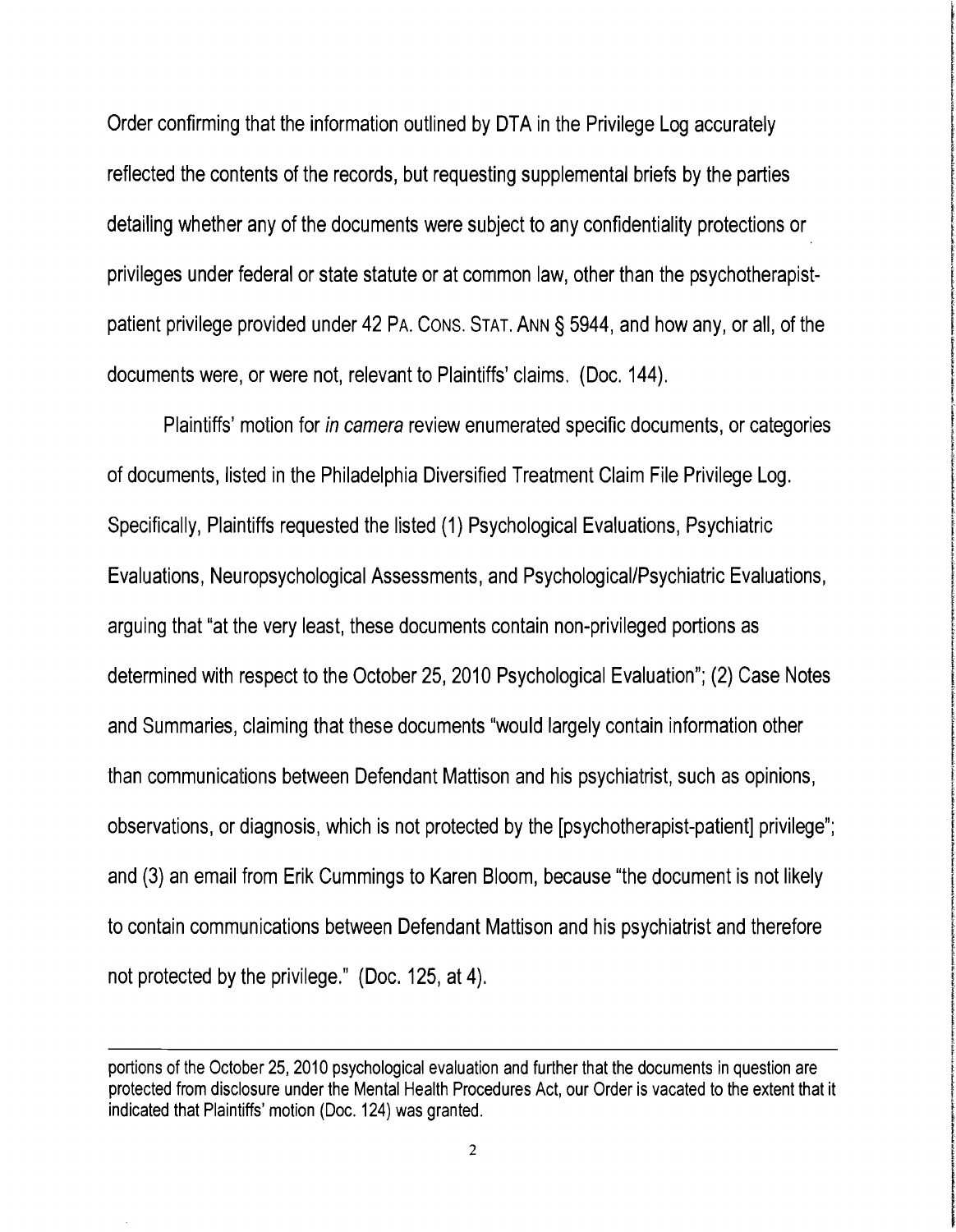Order confirming that the information outlined by DTA in the Privilege Log accurately reflected the contents of the records, but requesting supplemental briefs by the parties detailing whether any of the documents were subject to any confidentiality protections or privileges under federal or state statute or at common law, other than the psychotherapist-patient privilege provided under 42 PA. CONS. STAT. ANN § 5944, and how any, or all, of the documents were, or were not, relevant to Plaintiffs' claims. (Doc. 144).

Plaintiffs' motion for *in camera* review enumerated specific documents, or categories of documents, listed in the Philadelphia Diversified Treatment Claim File Privilege Log. Specifically, Plaintiffs requested the listed (1) Psychological Evaluations, Psychiatric Evaluations, Neuropsychological Assessments, and Psychological/Psychiatric Evaluations, arguing that "at the very least, these documents contain non-privileged portions as determined with respect to the October 25, 2010 Psychological Evaluation"; (2) Case Notes and Summaries, claiming that these documents "would largely contain information other than communications between Defendant Mattison and his psychiatrist, such as opinions, observations, or diagnosis, which is not protected by the [psychotherapist-patient] privilege"; and (3) an email from Erik Cummings to Karen Bloom, because "the document is not likely to contain communications between Defendant Mattison and his psychiatrist and therefore not protected by the privilege." (Doc. 125, at 4).

---

portions of the October 25, 2010 psychological evaluation and further that the documents in question are protected from disclosure under the Mental Health Procedures Act, our Order is vacated to the extent that it indicated that Plaintiffs' motion (Doc. 124) was granted.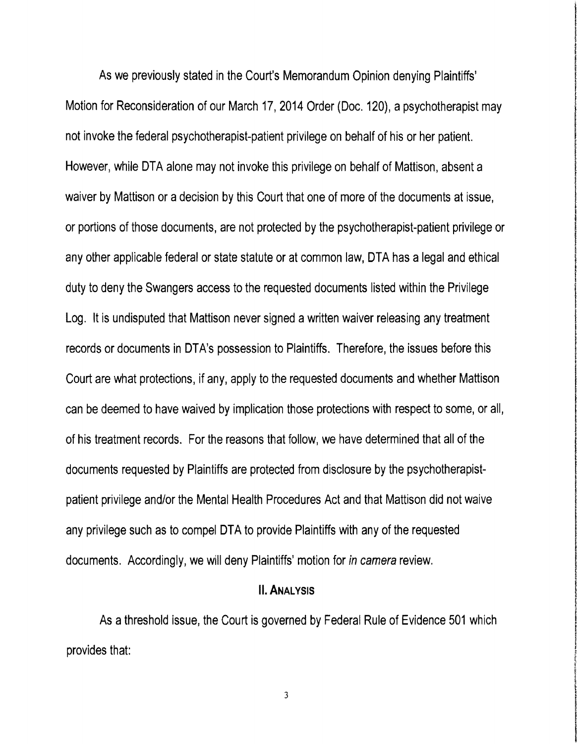As we previously stated in the Court's Memorandum Opinion denying Plaintiffs' Motion for Reconsideration of our March 17, 2014 Order (Doc. 120), a psychotherapist may not invoke the federal psychotherapist-patient privilege on behalf of his or her patient. However, while DTA alone may not invoke this privilege on behalf of Mattison, absent a waiver by Mattison or a decision by this Court that one of more of the documents at issue, or portions of those documents, are not protected by the psychotherapist-patient privilege or any other applicable federal or state statute or at common law, DTA has a legal and ethical duty to deny the Swangers access to the requested documents listed within the Privilege Log. It is undisputed that Mattison never signed a written waiver releasing any treatment records or documents in DTA's possession to Plaintiffs. Therefore, the issues before this Court are what protections, if any, apply to the requested documents and whether Mattison can be deemed to have waived by implication those protections with respect to some, or all, of his treatment records. For the reasons that follow, we have determined that all of the documents requested by Plaintiffs are protected from disclosure by the psychotherapist-patient privilege and/or the Mental Health Procedures Act and that Mattison did not waive any privilege such as to compel DTA to provide Plaintiffs with any of the requested documents. Accordingly, we will deny Plaintiffs' motion for *in camera* review.

## II. Analysis

As a threshold issue, the Court is governed by Federal Rule of Evidence 501 which provides that: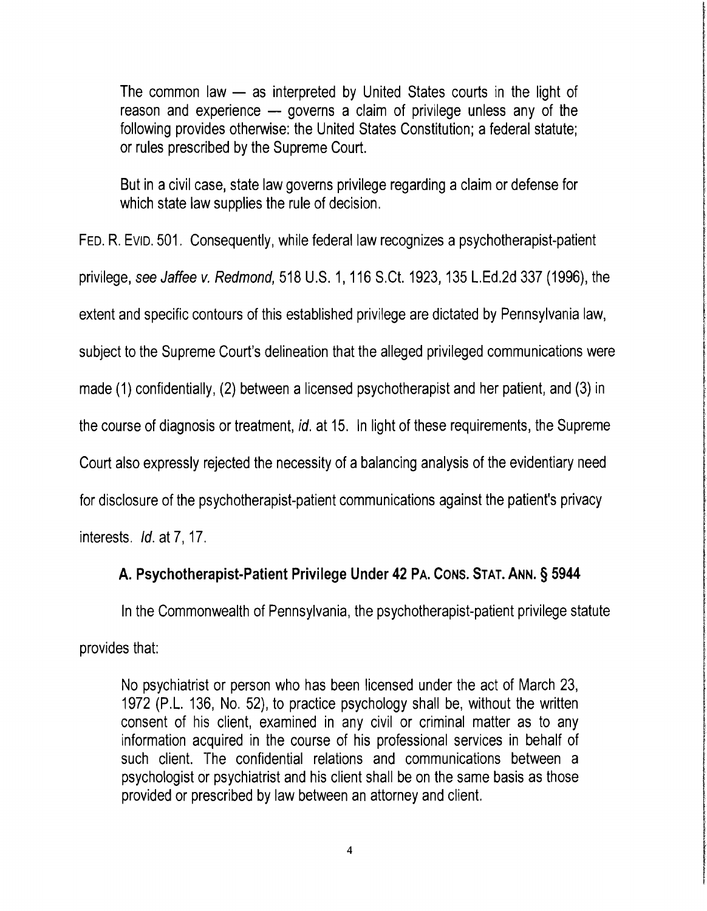> The common law — as interpreted by United States courts in the light of reason and experience — governs a claim of privilege unless any of the following provides otherwise: the United States Constitution; a federal statute; or rules prescribed by the Supreme Court.
>
> But in a civil case, state law governs privilege regarding a claim or defense for which state law supplies the rule of decision.

FED. R. EVID. 501. Consequently, while federal law recognizes a psychotherapist-patient privilege, *see Jaffee v. Redmond*, 518 U.S. 1, 116 S.Ct. 1923, 135 L.Ed.2d 337 (1996), the extent and specific contours of this established privilege are dictated by Pennsylvania law, subject to the Supreme Court's delineation that the alleged privileged communications were made (1) confidentially, (2) between a licensed psychotherapist and her patient, and (3) in the course of diagnosis or treatment, *id.* at 15. In light of these requirements, the Supreme Court also expressly rejected the necessity of a balancing analysis of the evidentiary need for disclosure of the psychotherapist-patient communications against the patient's privacy interests. *Id.* at 7, 17.

### A. Psychotherapist-Patient Privilege Under 42 PA. CONS. STAT. ANN. § 5944

In the Commonwealth of Pennsylvania, the psychotherapist-patient privilege statute provides that:

> No psychiatrist or person who has been licensed under the act of March 23, 1972 (P.L. 136, No. 52), to practice psychology shall be, without the written consent of his client, examined in any civil or criminal matter as to any information acquired in the course of his professional services in behalf of such client. The confidential relations and communications between a psychologist or psychiatrist and his client shall be on the same basis as those provided or prescribed by law between an attorney and client.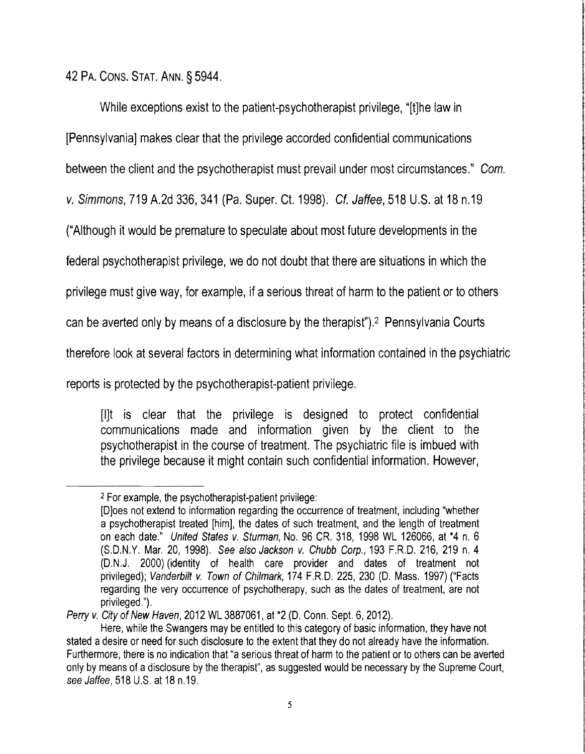42 PA. CONS. STAT. ANN. § 5944.

While exceptions exist to the patient-psychotherapist privilege, "[t]he law in [Pennsylvania] makes clear that the privilege accorded confidential communications between the client and the psychotherapist must prevail under most circumstances." *Com. v. Simmons*, 719 A.2d 336, 341 (Pa. Super. Ct. 1998). *Cf. Jaffee*, 518 U.S. at 18 n.19 ("Although it would be premature to speculate about most future developments in the federal psychotherapist privilege, we do not doubt that there are situations in which the privilege must give way, for example, if a serious threat of harm to the patient or to others can be averted only by means of a disclosure by the therapist").[2] Pennsylvania Courts therefore look at several factors in determining what information contained in the psychiatric reports is protected by the psychotherapist-patient privilege.

> [I]t is clear that the privilege is designed to protect confidential communications made and information given by the client to the psychotherapist in the course of treatment. The psychiatric file is imbued with the privilege because it might contain such confidential information. However,

---

[2] For example, the psychotherapist-patient privilege:

> [D]oes not extend to information regarding the occurrence of treatment, including "whether a psychotherapist treated [him], the dates of such treatment, and the length of treatment on each date." *United States v. Sturman*, No. 96 CR. 318, 1998 WL 126066, at *4 n. 6 (S.D.N.Y. Mar. 20, 1998). *See also Jackson v. Chubb Corp.*, 193 F.R.D. 216, 219 n. 4 (D.N.J. 2000) (identity of health care provider and dates of treatment not privileged); *Vanderbilt v. Town of Chilmark*, 174 F.R.D. 225, 230 (D. Mass. 1997) ("Facts regarding the very occurrence of psychotherapy, such as the dates of treatment, are not privileged.").

*Perry v. City of New Haven*, 2012 WL 3887061, at *2 (D. Conn. Sept. 6, 2012).

Here, while the Swangers may be entitled to this category of basic information, they have not stated a desire or need for such disclosure to the extent that they do not already have the information. Furthermore, there is no indication that "a serious threat of harm to the patient or to others can be averted only by means of a disclosure by the therapist", as suggested would be necessary by the Supreme Court, *see Jaffee*, 518 U.S. at 18 n.19.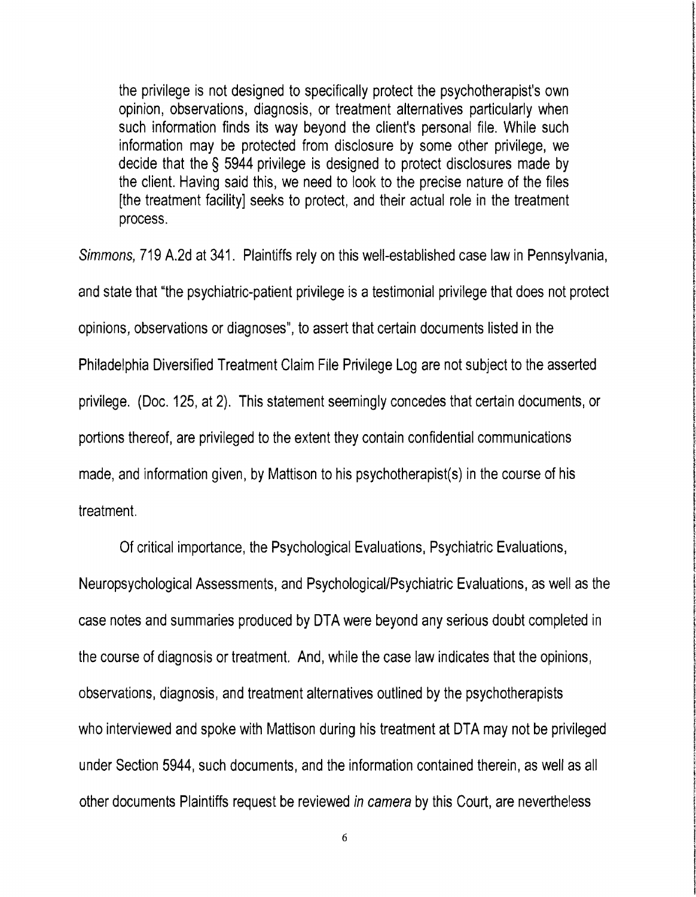> the privilege is not designed to specifically protect the psychotherapist's own opinion, observations, diagnosis, or treatment alternatives particularly when such information finds its way beyond the client's personal file. While such information may be protected from disclosure by some other privilege, we decide that the § 5944 privilege is designed to protect disclosures made by the client. Having said this, we need to look to the precise nature of the files [the treatment facility] seeks to protect, and their actual role in the treatment process.

*Simmons*, 719 A.2d at 341. Plaintiffs rely on this well-established case law in Pennsylvania, and state that "the psychiatric-patient privilege is a testimonial privilege that does not protect opinions, observations or diagnoses", to assert that certain documents listed in the Philadelphia Diversified Treatment Claim File Privilege Log are not subject to the asserted privilege. (Doc. 125, at 2). This statement seemingly concedes that certain documents, or portions thereof, are privileged to the extent they contain confidential communications made, and information given, by Mattison to his psychotherapist(s) in the course of his treatment.

Of critical importance, the Psychological Evaluations, Psychiatric Evaluations, Neuropsychological Assessments, and Psychological/Psychiatric Evaluations, as well as the case notes and summaries produced by DTA were beyond any serious doubt completed in the course of diagnosis or treatment. And, while the case law indicates that the opinions, observations, diagnosis, and treatment alternatives outlined by the psychotherapists who interviewed and spoke with Mattison during his treatment at DTA may not be privileged under Section 5944, such documents, and the information contained therein, as well as all other documents Plaintiffs request be reviewed *in camera* by this Court, are nevertheless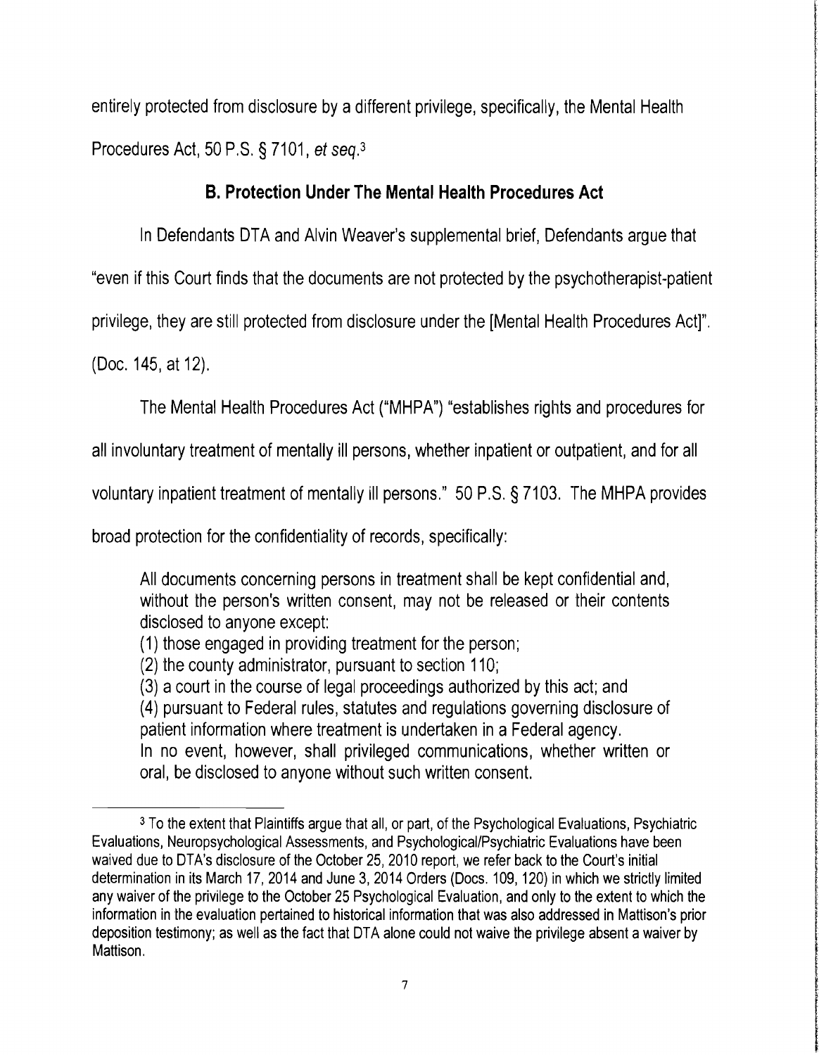entirely protected from disclosure by a different privilege, specifically, the Mental Health Procedures Act, 50 P.S. § 7101, *et seq*.[3]

## B. Protection Under The Mental Health Procedures Act

In Defendants DTA and Alvin Weaver's supplemental brief, Defendants argue that "even if this Court finds that the documents are not protected by the psychotherapist-patient privilege, they are still protected from disclosure under the [Mental Health Procedures Act]". (Doc. 145, at 12).

The Mental Health Procedures Act ("MHPA") "establishes rights and procedures for all involuntary treatment of mentally ill persons, whether inpatient or outpatient, and for all voluntary inpatient treatment of mentally ill persons." 50 P.S. § 7103. The MHPA provides broad protection for the confidentiality of records, specifically:

> All documents concerning persons in treatment shall be kept confidential and, without the person's written consent, may not be released or their contents disclosed to anyone except:
>
> (1) those engaged in providing treatment for the person;
>
> (2) the county administrator, pursuant to section 110;
>
> (3) a court in the course of legal proceedings authorized by this act; and
>
> (4) pursuant to Federal rules, statutes and regulations governing disclosure of patient information where treatment is undertaken in a Federal agency.
>
> In no event, however, shall privileged communications, whether written or oral, be disclosed to anyone without such written consent.

---

[3] To the extent that Plaintiffs argue that all, or part, of the Psychological Evaluations, Psychiatric Evaluations, Neuropsychological Assessments, and Psychological/Psychiatric Evaluations have been waived due to DTA's disclosure of the October 25, 2010 report, we refer back to the Court's initial determination in its March 17, 2014 and June 3, 2014 Orders (Docs. 109, 120) in which we strictly limited any waiver of the privilege to the October 25 Psychological Evaluation, and only to the extent to which the information in the evaluation pertained to historical information that was also addressed in Mattison's prior deposition testimony; as well as the fact that DTA alone could not waive the privilege absent a waiver by Mattison.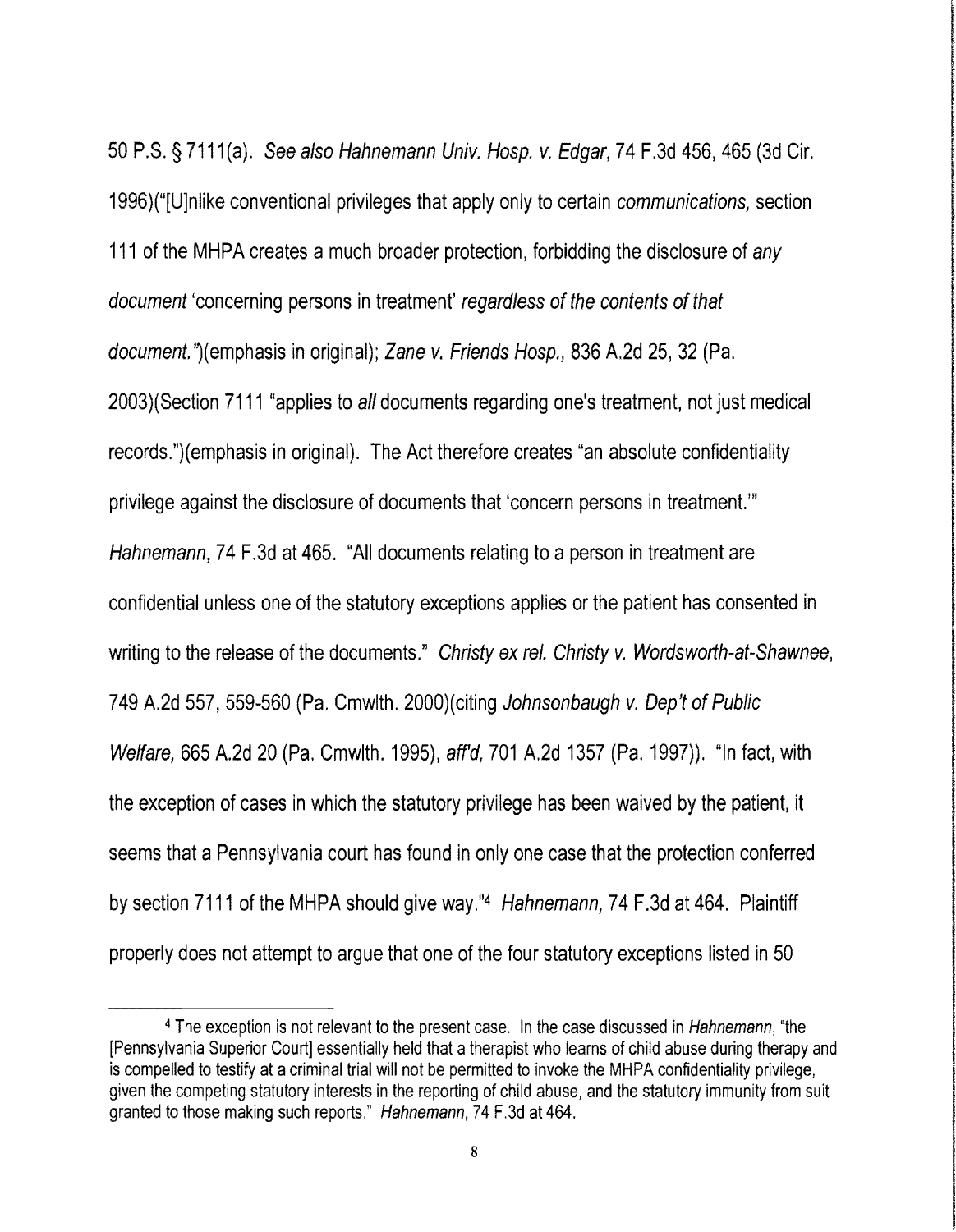50 P.S. § 7111(a). *See also Hahnemann Univ. Hosp. v. Edgar*, 74 F.3d 456, 465 (3d Cir. 1996)("[U]nlike conventional privileges that apply only to certain *communications,* section 111 of the MHPA creates a much broader protection, forbidding the disclosure of *any document* 'concerning persons in treatment' *regardless of the contents of that document.*")(emphasis in original); *Zane v. Friends Hosp.,* 836 A.2d 25, 32 (Pa. 2003)(Section 7111 "applies to *all* documents regarding one's treatment, not just medical records.")(emphasis in original). The Act therefore creates "an absolute confidentiality privilege against the disclosure of documents that 'concern persons in treatment.'" *Hahnemann*, 74 F.3d at 465. "All documents relating to a person in treatment are confidential unless one of the statutory exceptions applies or the patient has consented in writing to the release of the documents." *Christy ex rel. Christy v. Wordsworth-at-Shawnee*, 749 A.2d 557, 559-560 (Pa. Cmwlth. 2000)(citing *Johnsonbaugh v. Dep't of Public Welfare*, 665 A.2d 20 (Pa. Cmwlth. 1995), *aff'd*, 701 A.2d 1357 (Pa. 1997)). "In fact, with the exception of cases in which the statutory privilege has been waived by the patient, it seems that a Pennsylvania court has found in only one case that the protection conferred by section 7111 of the MHPA should give way."[4] *Hahnemann,* 74 F.3d at 464. Plaintiff properly does not attempt to argue that one of the four statutory exceptions listed in 50

[4] The exception is not relevant to the present case. In the case discussed in *Hahnemann*, "the [Pennsylvania Superior Court] essentially held that a therapist who learns of child abuse during therapy and is compelled to testify at a criminal trial will not be permitted to invoke the MHPA confidentiality privilege, given the competing statutory interests in the reporting of child abuse, and the statutory immunity from suit granted to those making such reports." *Hahnemann*, 74 F.3d at 464.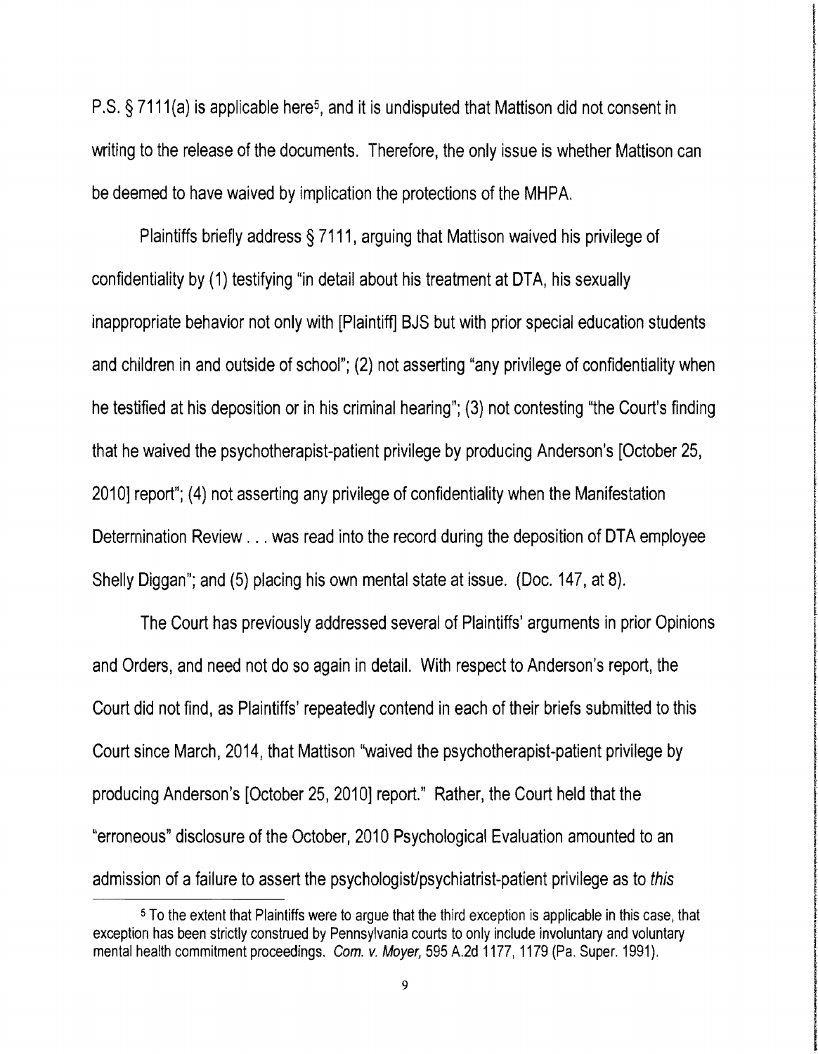P.S. § 7111(a) is applicable here[5], and it is undisputed that Mattison did not consent in writing to the release of the documents. Therefore, the only issue is whether Mattison can be deemed to have waived by implication the protections of the MHPA.

Plaintiffs briefly address § 7111, arguing that Mattison waived his privilege of confidentiality by (1) testifying "in detail about his treatment at DTA, his sexually inappropriate behavior not only with [Plaintiff] BJS but with prior special education students and children in and outside of school"; (2) not asserting "any privilege of confidentiality when he testified at his deposition or in his criminal hearing"; (3) not contesting "the Court's finding that he waived the psychotherapist-patient privilege by producing Anderson's [October 25, 2010] report"; (4) not asserting any privilege of confidentiality when the Manifestation Determination Review . . . was read into the record during the deposition of DTA employee Shelly Diggan"; and (5) placing his own mental state at issue. (Doc. 147, at 8).

The Court has previously addressed several of Plaintiffs' arguments in prior Opinions and Orders, and need not do so again in detail. With respect to Anderson's report, the Court did not find, as Plaintiffs' repeatedly contend in each of their briefs submitted to this Court since March, 2014, that Mattison "waived the psychotherapist-patient privilege by producing Anderson's [October 25, 2010] report." Rather, the Court held that the "erroneous" disclosure of the October, 2010 Psychological Evaluation amounted to an admission of a failure to assert the psychologist/psychiatrist-patient privilege as to *this*

[5] To the extent that Plaintiffs were to argue that the third exception is applicable in this case, that exception has been strictly construed by Pennsylvania courts to only include involuntary and voluntary mental health commitment proceedings. *Com. v. Moyer*, 595 A.2d 1177, 1179 (Pa. Super. 1991).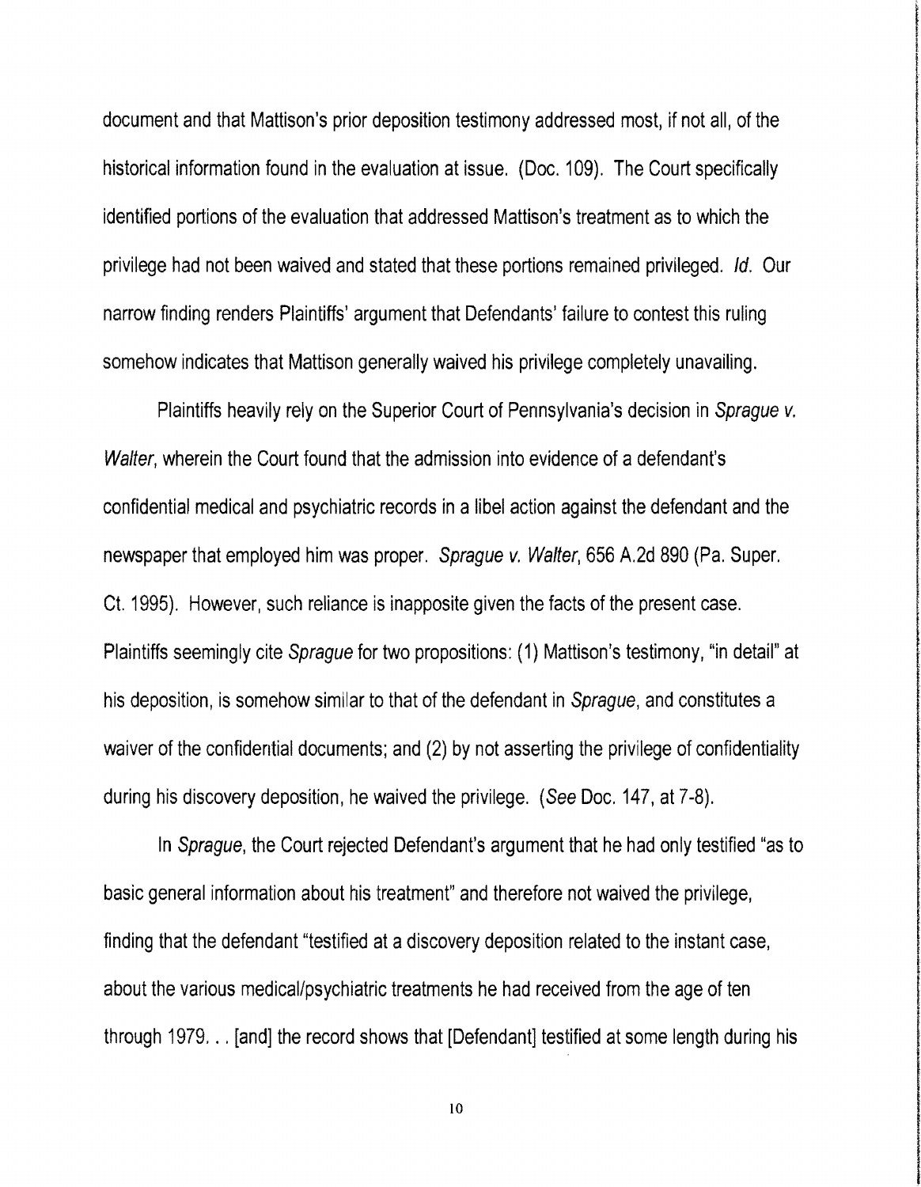document and that Mattison's prior deposition testimony addressed most, if not all, of the historical information found in the evaluation at issue. (Doc. 109). The Court specifically identified portions of the evaluation that addressed Mattison's treatment as to which the privilege had not been waived and stated that these portions remained privileged. *Id.* Our narrow finding renders Plaintiffs' argument that Defendants' failure to contest this ruling somehow indicates that Mattison generally waived his privilege completely unavailing.

Plaintiffs heavily rely on the Superior Court of Pennsylvania's decision in *Sprague v. Walter*, wherein the Court found that the admission into evidence of a defendant's confidential medical and psychiatric records in a libel action against the defendant and the newspaper that employed him was proper. *Sprague v. Walter*, 656 A.2d 890 (Pa. Super. Ct. 1995). However, such reliance is inapposite given the facts of the present case. Plaintiffs seemingly cite *Sprague* for two propositions: (1) Mattison's testimony, "in detail" at his deposition, is somehow similar to that of the defendant in *Sprague*, and constitutes a waiver of the confidential documents; and (2) by not asserting the privilege of confidentiality during his discovery deposition, he waived the privilege. (*See* Doc. 147, at 7-8).

In *Sprague*, the Court rejected Defendant's argument that he had only testified "as to basic general information about his treatment" and therefore not waived the privilege, finding that the defendant "testified at a discovery deposition related to the instant case, about the various medical/psychiatric treatments he had received from the age of ten through 1979. . . [and] the record shows that [Defendant] testified at some length during his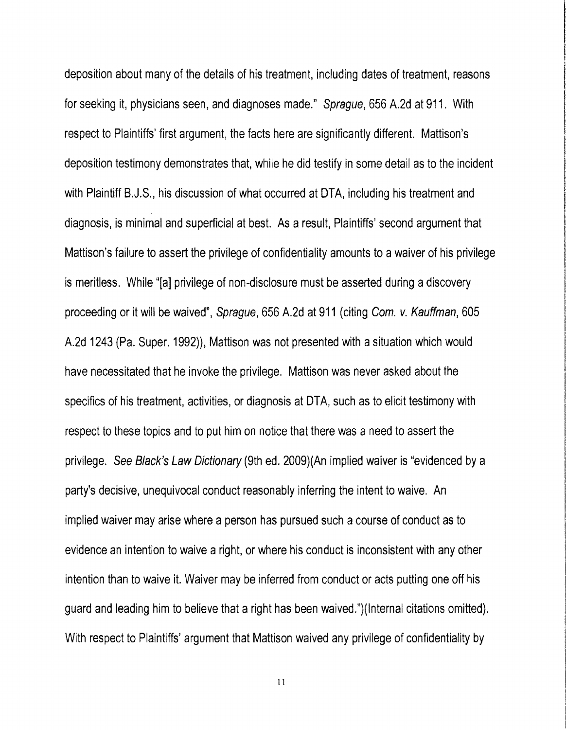deposition about many of the details of his treatment, including dates of treatment, reasons for seeking it, physicians seen, and diagnoses made." *Sprague*, 656 A.2d at 911. With respect to Plaintiffs' first argument, the facts here are significantly different. Mattison's deposition testimony demonstrates that, while he did testify in some detail as to the incident with Plaintiff B.J.S., his discussion of what occurred at DTA, including his treatment and diagnosis, is minimal and superficial at best. As a result, Plaintiffs' second argument that Mattison's failure to assert the privilege of confidentiality amounts to a waiver of his privilege is meritless. While "[a] privilege of non-disclosure must be asserted during a discovery proceeding or it will be waived", *Sprague*, 656 A.2d at 911 (citing *Com. v. Kauffman*, 605 A.2d 1243 (Pa. Super. 1992)), Mattison was not presented with a situation which would have necessitated that he invoke the privilege. Mattison was never asked about the specifics of his treatment, activities, or diagnosis at DTA, such as to elicit testimony with respect to these topics and to put him on notice that there was a need to assert the privilege. *See Black's Law Dictionary* (9th ed. 2009)(An implied waiver is "evidenced by a party's decisive, unequivocal conduct reasonably inferring the intent to waive. An implied waiver may arise where a person has pursued such a course of conduct as to evidence an intention to waive a right, or where his conduct is inconsistent with any other intention than to waive it. Waiver may be inferred from conduct or acts putting one off his guard and leading him to believe that a right has been waived.")(Internal citations omitted). With respect to Plaintiffs' argument that Mattison waived any privilege of confidentiality by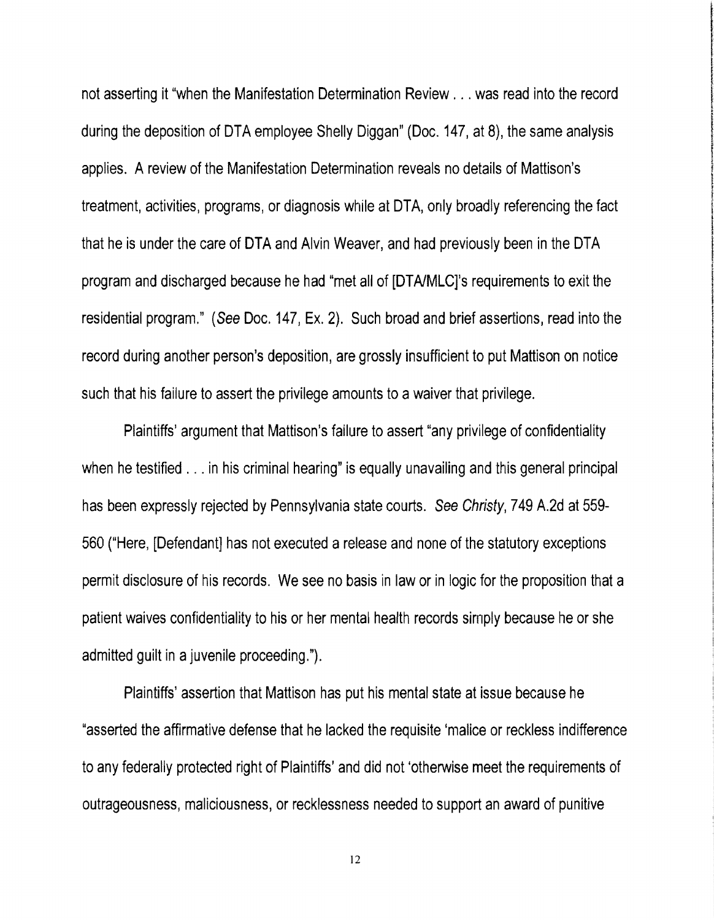not asserting it "when the Manifestation Determination Review . . . was read into the record during the deposition of DTA employee Shelly Diggan" (Doc. 147, at 8), the same analysis applies. A review of the Manifestation Determination reveals no details of Mattison's treatment, activities, programs, or diagnosis while at DTA, only broadly referencing the fact that he is under the care of DTA and Alvin Weaver, and had previously been in the DTA program and discharged because he had "met all of [DTA/MLC]'s requirements to exit the residential program." (*See* Doc. 147, Ex. 2). Such broad and brief assertions, read into the record during another person's deposition, are grossly insufficient to put Mattison on notice such that his failure to assert the privilege amounts to a waiver that privilege.

Plaintiffs' argument that Mattison's failure to assert "any privilege of confidentiality when he testified . . . in his criminal hearing" is equally unavailing and this general principal has been expressly rejected by Pennsylvania state courts. *See Christy*, 749 A.2d at 559-560 ("Here, [Defendant] has not executed a release and none of the statutory exceptions permit disclosure of his records. We see no basis in law or in logic for the proposition that a patient waives confidentiality to his or her mental health records simply because he or she admitted guilt in a juvenile proceeding.").

Plaintiffs' assertion that Mattison has put his mental state at issue because he "asserted the affirmative defense that he lacked the requisite 'malice or reckless indifference to any federally protected right of Plaintiffs' and did not 'otherwise meet the requirements of outrageousness, maliciousness, or recklessness needed to support an award of punitive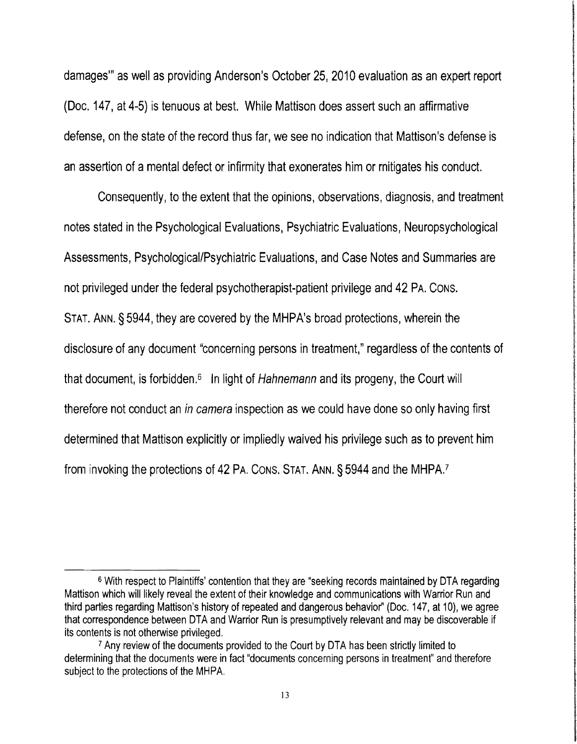damages'" as well as providing Anderson's October 25, 2010 evaluation as an expert report (Doc. 147, at 4-5) is tenuous at best. While Mattison does assert such an affirmative defense, on the state of the record thus far, we see no indication that Mattison's defense is an assertion of a mental defect or infirmity that exonerates him or mitigates his conduct.

Consequently, to the extent that the opinions, observations, diagnosis, and treatment notes stated in the Psychological Evaluations, Psychiatric Evaluations, Neuropsychological Assessments, Psychological/Psychiatric Evaluations, and Case Notes and Summaries are not privileged under the federal psychotherapist-patient privilege and 42 PA. CONS. STAT. ANN. § 5944, they are covered by the MHPA's broad protections, wherein the disclosure of any document "concerning persons in treatment," regardless of the contents of that document, is forbidden.[6] In light of *Hahnemann* and its progeny, the Court will therefore not conduct an *in camera* inspection as we could have done so only having first determined that Mattison explicitly or impliedly waived his privilege such as to prevent him from invoking the protections of 42 PA. CONS. STAT. ANN. § 5944 and the MHPA.[7]

---

[6] With respect to Plaintiffs' contention that they are "seeking records maintained by DTA regarding Mattison which will likely reveal the extent of their knowledge and communications with Warrior Run and third parties regarding Mattison's history of repeated and dangerous behavior" (Doc. 147, at 10), we agree that correspondence between DTA and Warrior Run is presumptively relevant and may be discoverable if its contents is not otherwise privileged.

[7] Any review of the documents provided to the Court by DTA has been strictly limited to determining that the documents were in fact "documents concerning persons in treatment" and therefore subject to the protections of the MHPA.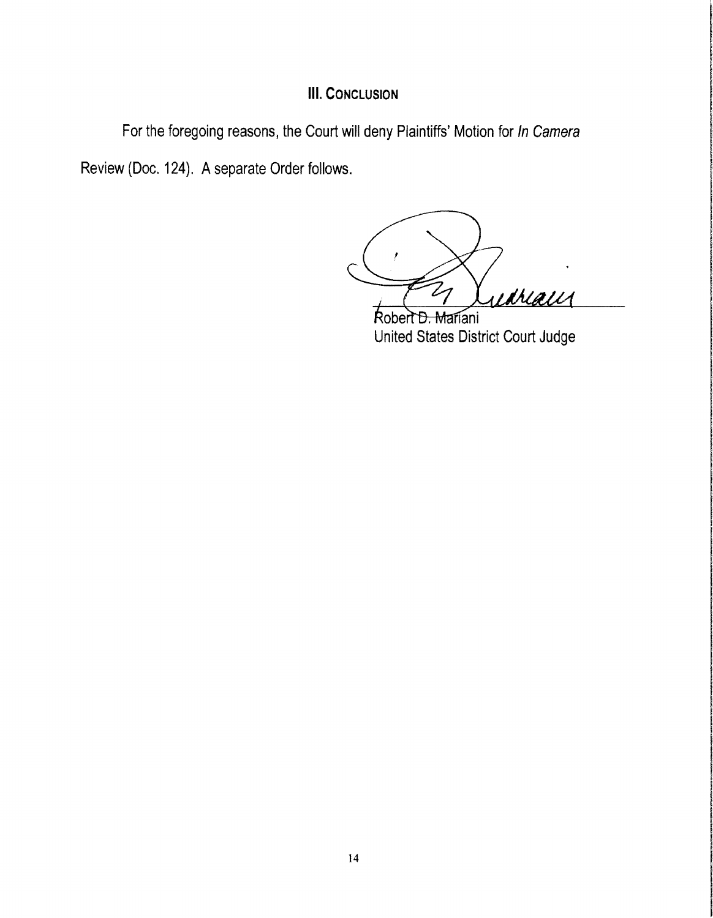## III. Conclusion

For the foregoing reasons, the Court will deny Plaintiffs' Motion for *In Camera* Review (Doc. 124). A separate Order follows.

Robert D. Mariani
United States District Court Judge